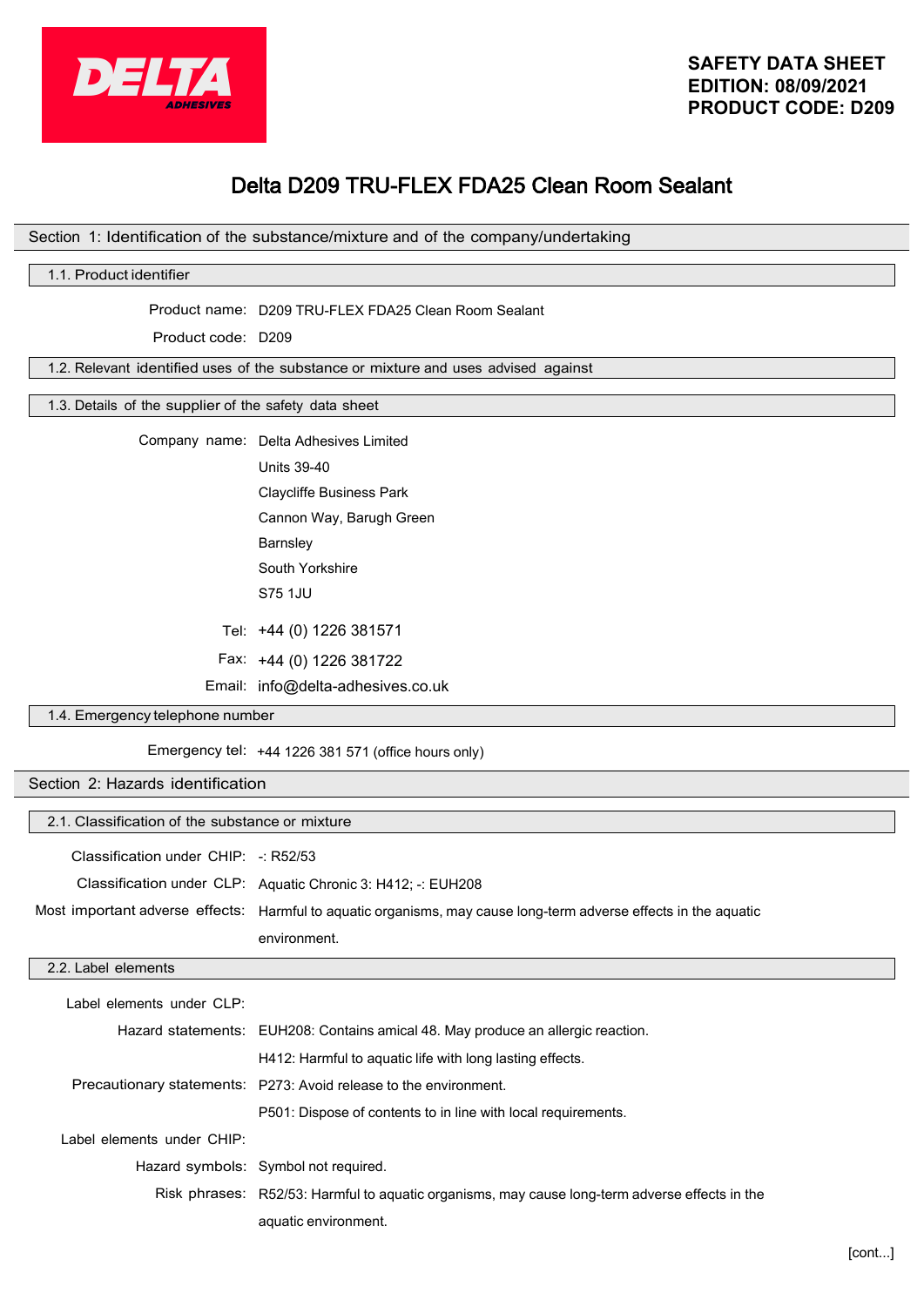**SAFETY DATA SHEET**
**EDITION: 08/09/2021**
**PRODUCT CODE: D209**

# Delta D209 TRU-FLEX FDA25 Clean Room Sealant

## Section 1: Identification of the substance/mixture and of the company/undertaking

### 1.1. Product identifier

Product name: D209 TRU-FLEX FDA25 Clean Room Sealant

Product code: D209

### 1.2. Relevant identified uses of the substance or mixture and uses advised against

### 1.3. Details of the supplier of the safety data sheet

Company name: Delta Adhesives Limited
Units 39-40
Claycliffe Business Park
Cannon Way, Barugh Green
Barnsley
South Yorkshire
S75 1JU

Tel: +44 (0) 1226 381571

Fax: +44 (0) 1226 381722

Email: info@delta-adhesives.co.uk

### 1.4. Emergency telephone number

Emergency tel: +44 1226 381 571 (office hours only)

## Section 2: Hazards identification

### 2.1. Classification of the substance or mixture

Classification under CHIP: -: R52/53

Classification under CLP: Aquatic Chronic 3: H412; -: EUH208

Most important adverse effects: Harmful to aquatic organisms, may cause long-term adverse effects in the aquatic environment.

### 2.2. Label elements

Label elements under CLP:

Hazard statements: EUH208: Contains amical 48. May produce an allergic reaction.
H412: Harmful to aquatic life with long lasting effects.

Precautionary statements: P273: Avoid release to the environment.
P501: Dispose of contents to in line with local requirements.

Label elements under CHIP:

Hazard symbols: Symbol not required.

Risk phrases: R52/53: Harmful to aquatic organisms, may cause long-term adverse effects in the aquatic environment.

[cont...]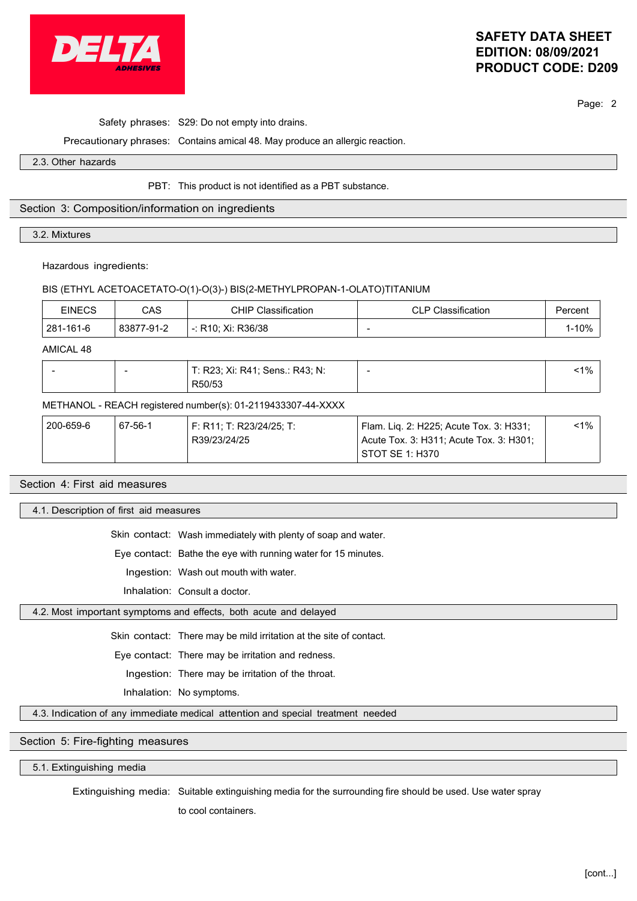Safety phrases: S29: Do not empty into drains.

Precautionary phrases: Contains amical 48. May produce an allergic reaction.

### 2.3. Other hazards

PBT: This product is not identified as a PBT substance.

## Section 3: Composition/information on ingredients

### 3.2. Mixtures

Hazardous ingredients:

BIS (ETHYL ACETOACETATO-O(1)-O(3)-) BIS(2-METHYLPROPAN-1-OLATO)TITANIUM

| EINECS | CAS | CHIP Classification | CLP Classification | Percent |
|---|---|---|---|---|
| 281-161-6 | 83877-91-2 | -: R10; Xi: R36/38 | - | 1-10% |

AMICAL 48

| EINECS | CAS | CHIP Classification | CLP Classification | Percent |
|---|---|---|---|---|
| - | - | T: R23; Xi: R41; Sens.: R43; N: R50/53 | - | <1% |

METHANOL - REACH registered number(s): 01-2119433307-44-XXXX

| EINECS | CAS | CHIP Classification | CLP Classification | Percent |
|---|---|---|---|---|
| 200-659-6 | 67-56-1 | F: R11; T: R23/24/25; T: R39/23/24/25 | Flam. Liq. 2: H225; Acute Tox. 3: H331; Acute Tox. 3: H311; Acute Tox. 3: H301; STOT SE 1: H370 | <1% |

## Section 4: First aid measures

### 4.1. Description of first aid measures

Skin contact: Wash immediately with plenty of soap and water.

Eye contact: Bathe the eye with running water for 15 minutes.

Ingestion: Wash out mouth with water.

Inhalation: Consult a doctor.

### 4.2. Most important symptoms and effects, both acute and delayed

Skin contact: There may be mild irritation at the site of contact.

Eye contact: There may be irritation and redness.

Ingestion: There may be irritation of the throat.

Inhalation: No symptoms.

### 4.3. Indication of any immediate medical attention and special treatment needed

## Section 5: Fire-fighting measures

### 5.1. Extinguishing media

Extinguishing media: Suitable extinguishing media for the surrounding fire should be used. Use water spray to cool containers.

[cont...]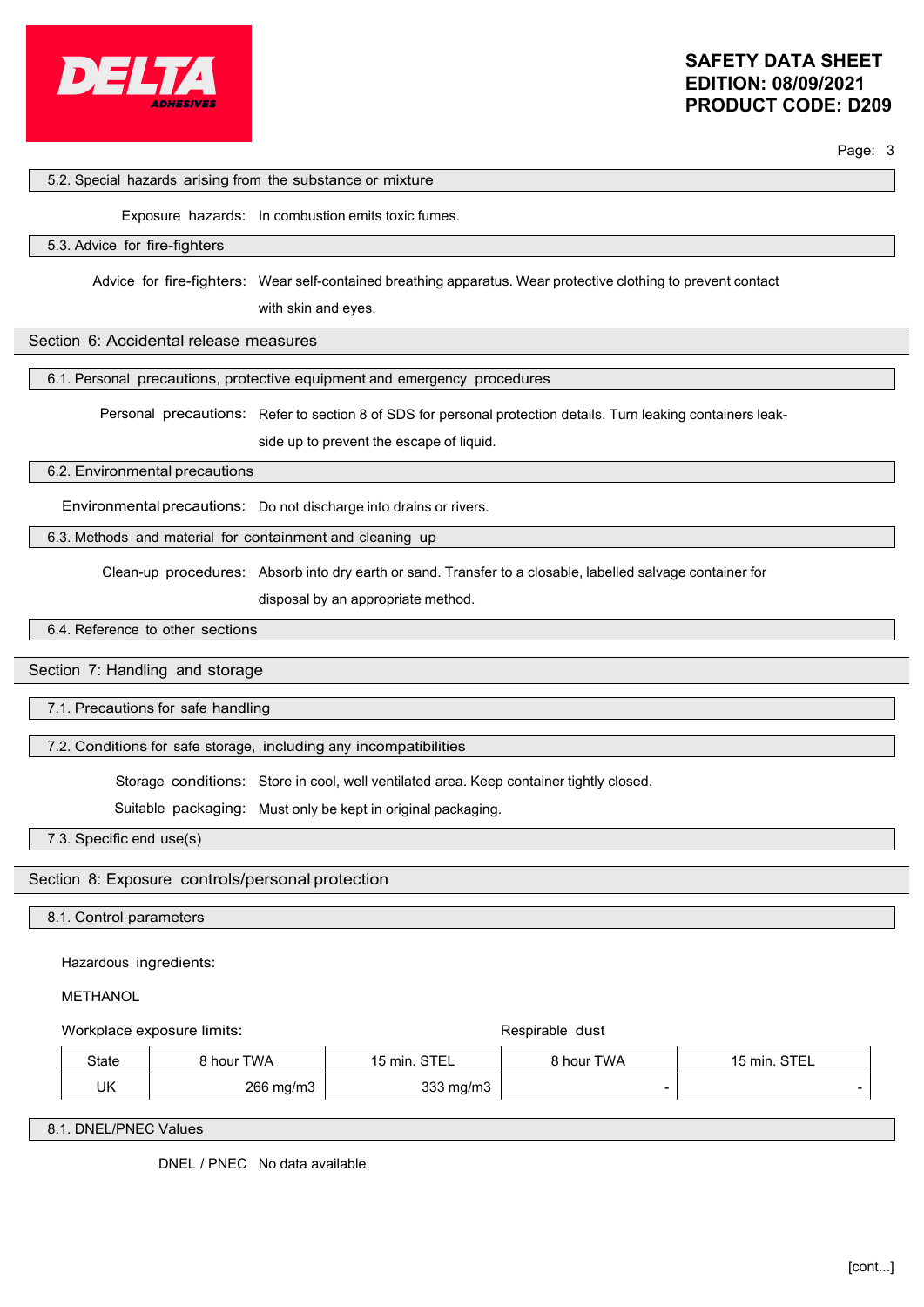### 5.2. Special hazards arising from the substance or mixture

Exposure hazards: In combustion emits toxic fumes.

### 5.3. Advice for fire-fighters

Advice for fire-fighters: Wear self-contained breathing apparatus. Wear protective clothing to prevent contact with skin and eyes.

## Section 6: Accidental release measures

### 6.1. Personal precautions, protective equipment and emergency procedures

Personal precautions: Refer to section 8 of SDS for personal protection details. Turn leaking containers leak-side up to prevent the escape of liquid.

### 6.2. Environmental precautions

Environmental precautions: Do not discharge into drains or rivers.

### 6.3. Methods and material for containment and cleaning up

Clean-up procedures: Absorb into dry earth or sand. Transfer to a closable, labelled salvage container for disposal by an appropriate method.

### 6.4. Reference to other sections

## Section 7: Handling and storage

### 7.1. Precautions for safe handling

### 7.2. Conditions for safe storage, including any incompatibilities

Storage conditions: Store in cool, well ventilated area. Keep container tightly closed.

Suitable packaging: Must only be kept in original packaging.

### 7.3. Specific end use(s)

## Section 8: Exposure controls/personal protection

### 8.1. Control parameters

Hazardous ingredients:

METHANOL

| | Workplace exposure limits: | | Respirable dust | |
|---|---|---|---|---|
| State | 8 hour TWA | 15 min. STEL | 8 hour TWA | 15 min. STEL |
| UK | 266 mg/m3 | 333 mg/m3 | - | - |

### 8.1. DNEL/PNEC Values

DNEL / PNEC No data available.

[cont...]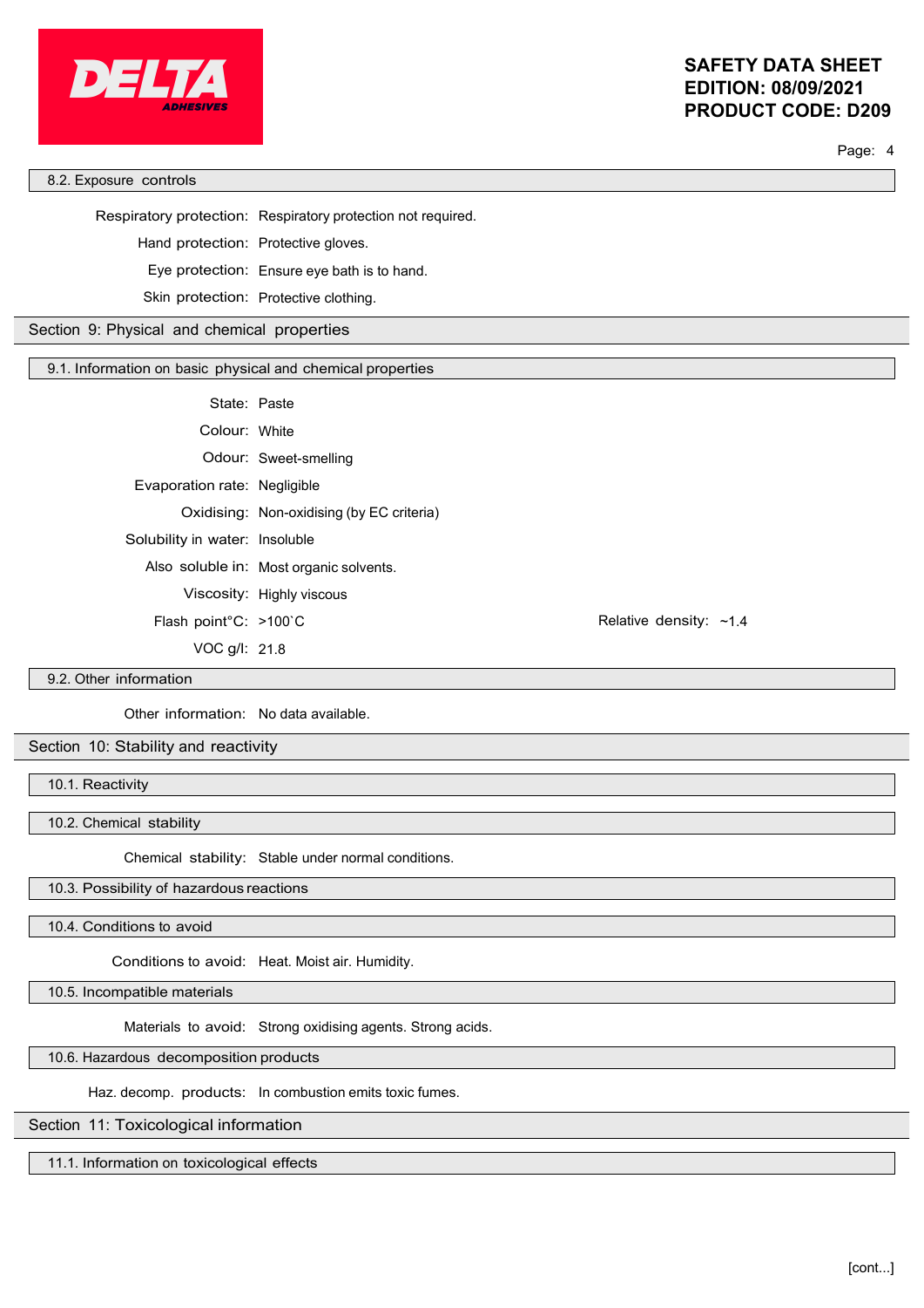### 8.2. Exposure controls

Respiratory protection: Respiratory protection not required.

Hand protection: Protective gloves.

Eye protection: Ensure eye bath is to hand.

Skin protection: Protective clothing.

## Section 9: Physical and chemical properties

### 9.1. Information on basic physical and chemical properties

State: Paste

Colour: White

Odour: Sweet-smelling

Evaporation rate: Negligible

Oxidising: Non-oxidising (by EC criteria)

Solubility in water: Insoluble

Also soluble in: Most organic solvents.

Viscosity: Highly viscous

Flash point°C: >100`C

Relative density: ~1.4

VOC g/l: 21.8

### 9.2. Other information

Other information: No data available.

## Section 10: Stability and reactivity

### 10.1. Reactivity

### 10.2. Chemical stability

Chemical stability: Stable under normal conditions.

### 10.3. Possibility of hazardous reactions

### 10.4. Conditions to avoid

Conditions to avoid: Heat. Moist air. Humidity.

### 10.5. Incompatible materials

Materials to avoid: Strong oxidising agents. Strong acids.

### 10.6. Hazardous decomposition products

Haz. decomp. products: In combustion emits toxic fumes.

## Section 11: Toxicological information

### 11.1. Information on toxicological effects

[cont...]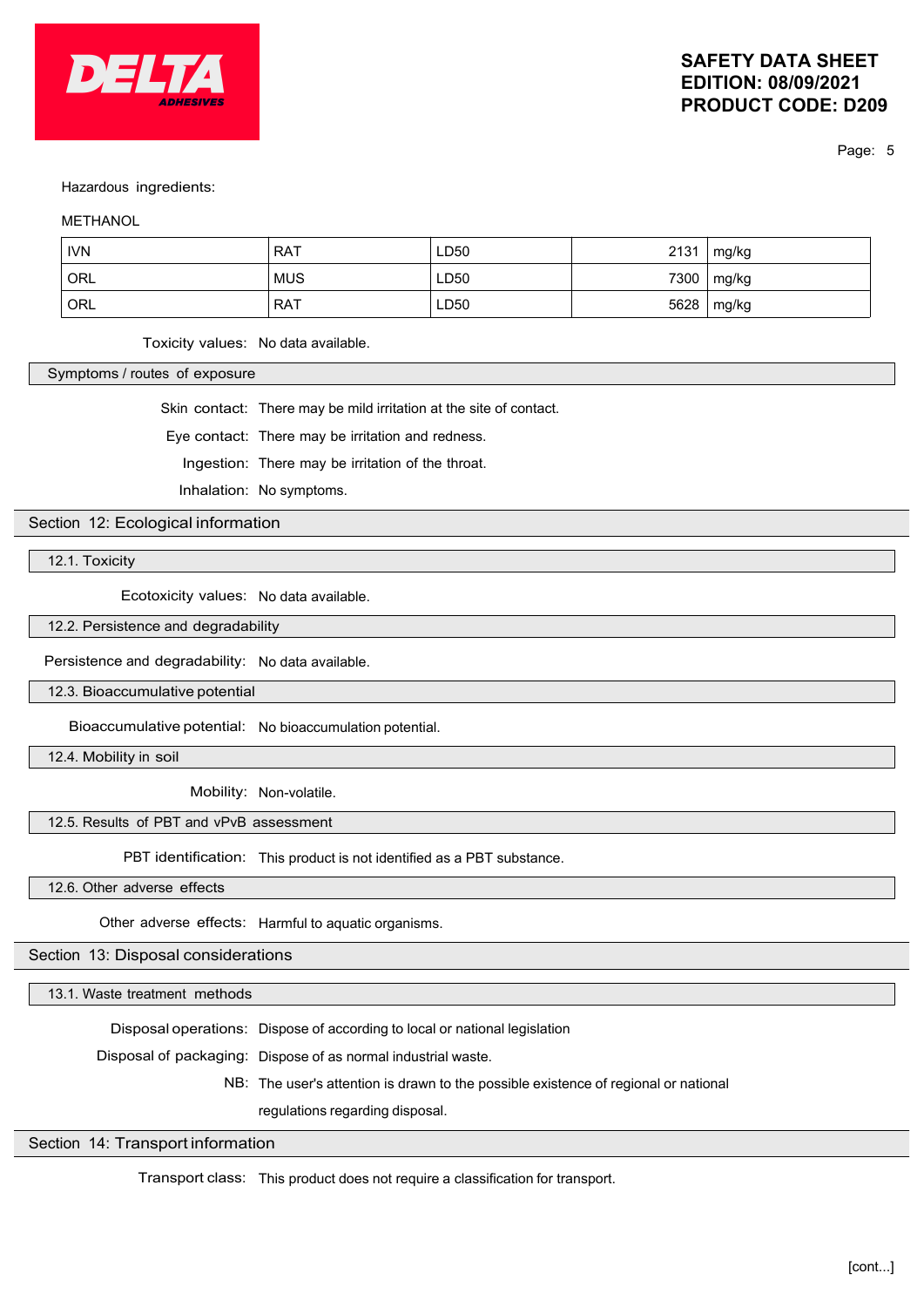Hazardous ingredients:

METHANOL

| IVN | RAT | LD50 | 2131 | mg/kg |
|---|---|---|---|---|
| ORL | MUS | LD50 | 7300 | mg/kg |
| ORL | RAT | LD50 | 5628 | mg/kg |

Toxicity values: No data available.

**Symptoms / routes of exposure**

Skin contact: There may be mild irritation at the site of contact.

Eye contact: There may be irritation and redness.

Ingestion: There may be irritation of the throat.

Inhalation: No symptoms.

## Section 12: Ecological information

### 12.1. Toxicity

Ecotoxicity values: No data available.

### 12.2. Persistence and degradability

Persistence and degradability: No data available.

### 12.3. Bioaccumulative potential

Bioaccumulative potential: No bioaccumulation potential.

### 12.4. Mobility in soil

Mobility: Non-volatile.

### 12.5. Results of PBT and vPvB assessment

PBT identification: This product is not identified as a PBT substance.

### 12.6. Other adverse effects

Other adverse effects: Harmful to aquatic organisms.

## Section 13: Disposal considerations

### 13.1. Waste treatment methods

Disposal operations: Dispose of according to local or national legislation

Disposal of packaging: Dispose of as normal industrial waste.

NB: The user's attention is drawn to the possible existence of regional or national regulations regarding disposal.

## Section 14: Transport information

Transport class: This product does not require a classification for transport.

[cont...]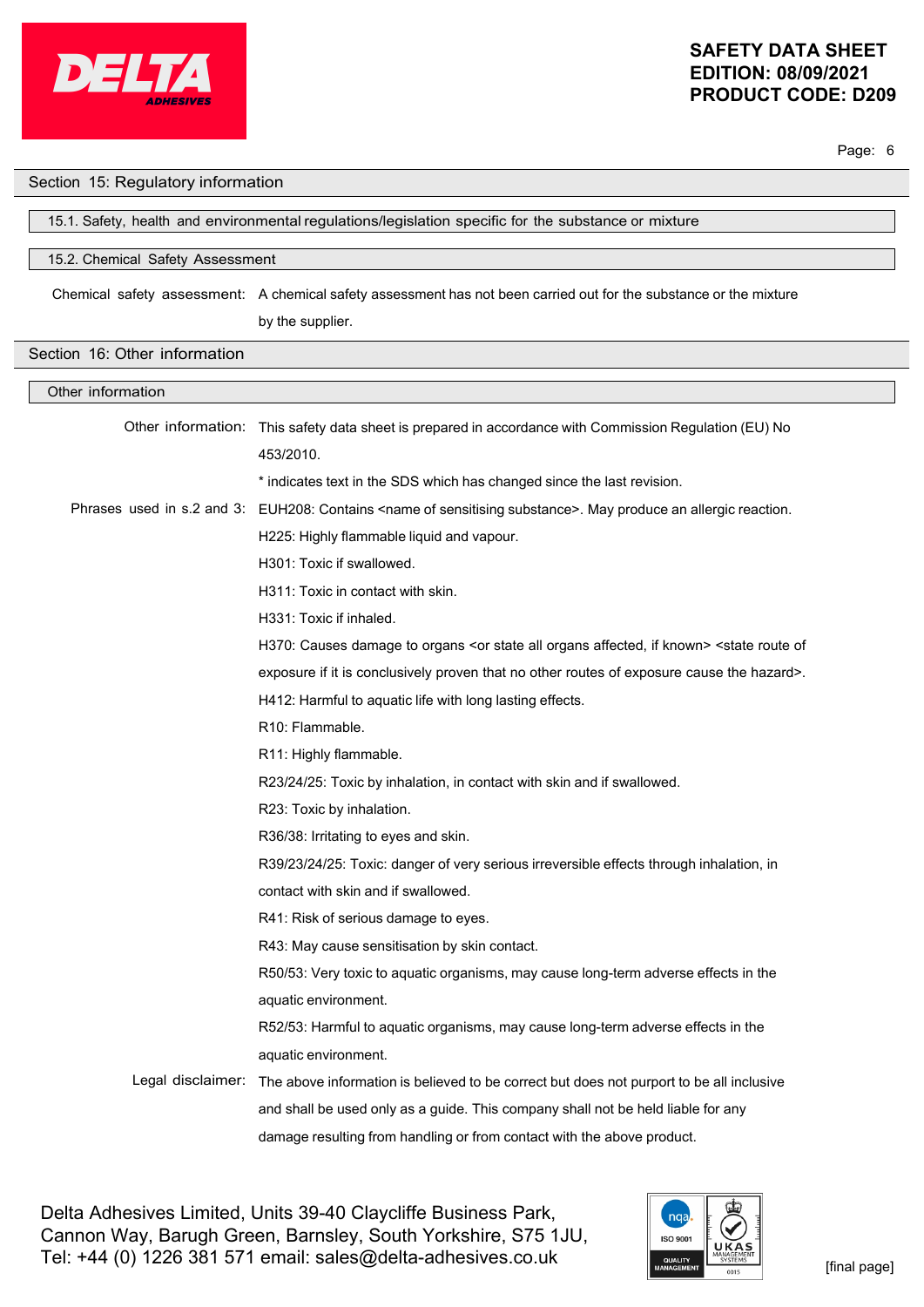## Section 15: Regulatory information

### 15.1. Safety, health and environmental regulations/legislation specific for the substance or mixture

### 15.2. Chemical Safety Assessment

**Chemical safety assessment:** A chemical safety assessment has not been carried out for the substance or the mixture by the supplier.

## Section 16: Other information

### Other information

**Other information:** This safety data sheet is prepared in accordance with Commission Regulation (EU) No 453/2010.

* indicates text in the SDS which has changed since the last revision.

**Phrases used in s.2 and 3:**

EUH208: Contains <name of sensitising substance>. May produce an allergic reaction.

H225: Highly flammable liquid and vapour.

H301: Toxic if swallowed.

H311: Toxic in contact with skin.

H331: Toxic if inhaled.

H370: Causes damage to organs <or state all organs affected, if known> <state route of exposure if it is conclusively proven that no other routes of exposure cause the hazard>.

H412: Harmful to aquatic life with long lasting effects.

R10: Flammable.

R11: Highly flammable.

R23/24/25: Toxic by inhalation, in contact with skin and if swallowed.

R23: Toxic by inhalation.

R36/38: Irritating to eyes and skin.

R39/23/24/25: Toxic: danger of very serious irreversible effects through inhalation, in contact with skin and if swallowed.

R41: Risk of serious damage to eyes.

R43: May cause sensitisation by skin contact.

R50/53: Very toxic to aquatic organisms, may cause long-term adverse effects in the aquatic environment.

R52/53: Harmful to aquatic organisms, may cause long-term adverse effects in the aquatic environment.

**Legal disclaimer:** The above information is believed to be correct but does not purport to be all inclusive and shall be used only as a guide. This company shall not be held liable for any damage resulting from handling or from contact with the above product.

Delta Adhesives Limited, Units 39-40 Claycliffe Business Park, Cannon Way, Barugh Green, Barnsley, South Yorkshire, S75 1JU, Tel: +44 (0) 1226 381 571 email: sales@delta-adhesives.co.uk

[final page]